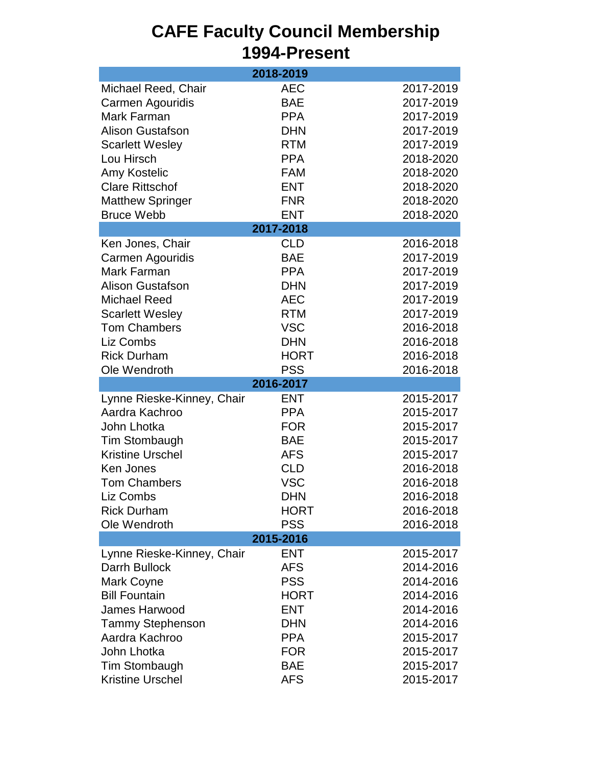# CAFE Faculty Council Membership 1994-Present

| 2018-2019 | | |
|---|---|---|
| Michael Reed, Chair | AEC | 2017-2019 |
| Carmen Agouridis | BAE | 2017-2019 |
| Mark Farman | PPA | 2017-2019 |
| Alison Gustafson | DHN | 2017-2019 |
| Scarlett Wesley | RTM | 2017-2019 |
| Lou Hirsch | PPA | 2018-2020 |
| Amy Kostelic | FAM | 2018-2020 |
| Clare Rittschof | ENT | 2018-2020 |
| Matthew Springer | FNR | 2018-2020 |
| Bruce Webb | ENT | 2018-2020 |
| **2017-2018** | | |
| Ken Jones, Chair | CLD | 2016-2018 |
| Carmen Agouridis | BAE | 2017-2019 |
| Mark Farman | PPA | 2017-2019 |
| Alison Gustafson | DHN | 2017-2019 |
| Michael Reed | AEC | 2017-2019 |
| Scarlett Wesley | RTM | 2017-2019 |
| Tom Chambers | VSC | 2016-2018 |
| Liz Combs | DHN | 2016-2018 |
| Rick Durham | HORT | 2016-2018 |
| Ole Wendroth | PSS | 2016-2018 |
| **2016-2017** | | |
| Lynne Rieske-Kinney, Chair | ENT | 2015-2017 |
| Aardra Kachroo | PPA | 2015-2017 |
| John Lhotka | FOR | 2015-2017 |
| Tim Stombaugh | BAE | 2015-2017 |
| Kristine Urschel | AFS | 2015-2017 |
| Ken Jones | CLD | 2016-2018 |
| Tom Chambers | VSC | 2016-2018 |
| Liz Combs | DHN | 2016-2018 |
| Rick Durham | HORT | 2016-2018 |
| Ole Wendroth | PSS | 2016-2018 |
| **2015-2016** | | |
| Lynne Rieske-Kinney, Chair | ENT | 2015-2017 |
| Darrh Bullock | AFS | 2014-2016 |
| Mark Coyne | PSS | 2014-2016 |
| Bill Fountain | HORT | 2014-2016 |
| James Harwood | ENT | 2014-2016 |
| Tammy Stephenson | DHN | 2014-2016 |
| Aardra Kachroo | PPA | 2015-2017 |
| John Lhotka | FOR | 2015-2017 |
| Tim Stombaugh | BAE | 2015-2017 |
| Kristine Urschel | AFS | 2015-2017 |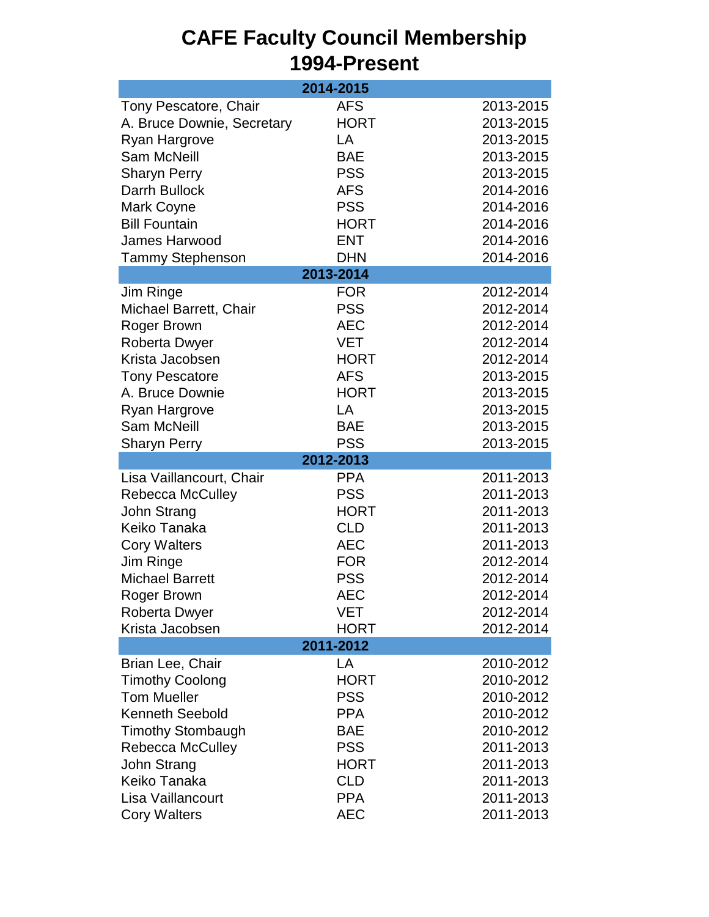# CAFE Faculty Council Membership 1994-Present

| 2014-2015 | | |
|---|---|---|
| Tony Pescatore, Chair | AFS | 2013-2015 |
| A. Bruce Downie, Secretary | HORT | 2013-2015 |
| Ryan Hargrove | LA | 2013-2015 |
| Sam McNeill | BAE | 2013-2015 |
| Sharyn Perry | PSS | 2013-2015 |
| Darrh Bullock | AFS | 2014-2016 |
| Mark Coyne | PSS | 2014-2016 |
| Bill Fountain | HORT | 2014-2016 |
| James Harwood | ENT | 2014-2016 |
| Tammy Stephenson | DHN | 2014-2016 |
| **2013-2014** | | |
| Jim Ringe | FOR | 2012-2014 |
| Michael Barrett, Chair | PSS | 2012-2014 |
| Roger Brown | AEC | 2012-2014 |
| Roberta Dwyer | VET | 2012-2014 |
| Krista Jacobsen | HORT | 2012-2014 |
| Tony Pescatore | AFS | 2013-2015 |
| A. Bruce Downie | HORT | 2013-2015 |
| Ryan Hargrove | LA | 2013-2015 |
| Sam McNeill | BAE | 2013-2015 |
| Sharyn Perry | PSS | 2013-2015 |
| **2012-2013** | | |
| Lisa Vaillancourt, Chair | PPA | 2011-2013 |
| Rebecca McCulley | PSS | 2011-2013 |
| John Strang | HORT | 2011-2013 |
| Keiko Tanaka | CLD | 2011-2013 |
| Cory Walters | AEC | 2011-2013 |
| Jim Ringe | FOR | 2012-2014 |
| Michael Barrett | PSS | 2012-2014 |
| Roger Brown | AEC | 2012-2014 |
| Roberta Dwyer | VET | 2012-2014 |
| Krista Jacobsen | HORT | 2012-2014 |
| **2011-2012** | | |
| Brian Lee, Chair | LA | 2010-2012 |
| Timothy Coolong | HORT | 2010-2012 |
| Tom Mueller | PSS | 2010-2012 |
| Kenneth Seebold | PPA | 2010-2012 |
| Timothy Stombaugh | BAE | 2010-2012 |
| Rebecca McCulley | PSS | 2011-2013 |
| John Strang | HORT | 2011-2013 |
| Keiko Tanaka | CLD | 2011-2013 |
| Lisa Vaillancourt | PPA | 2011-2013 |
| Cory Walters | AEC | 2011-2013 |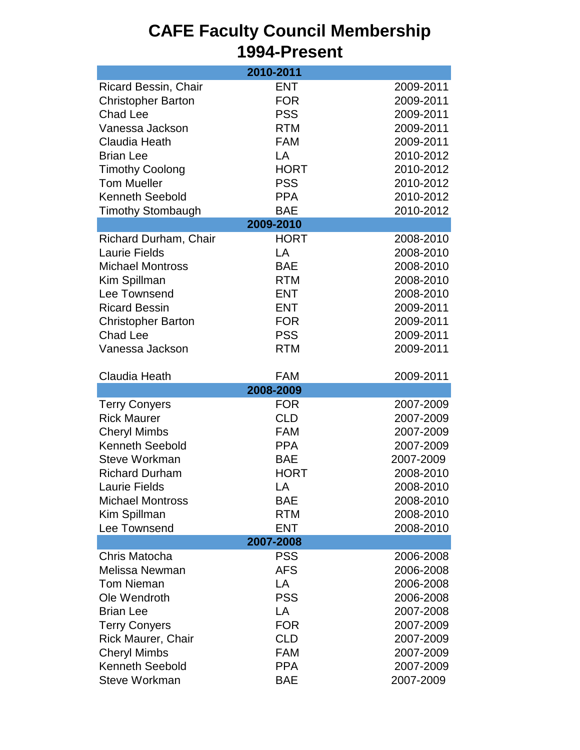# CAFE Faculty Council Membership 1994-Present

| 2010-2011 | | |
|---|---|---|
| Ricard Bessin, Chair | ENT | 2009-2011 |
| Christopher Barton | FOR | 2009-2011 |
| Chad Lee | PSS | 2009-2011 |
| Vanessa Jackson | RTM | 2009-2011 |
| Claudia Heath | FAM | 2009-2011 |
| Brian Lee | LA | 2010-2012 |
| Timothy Coolong | HORT | 2010-2012 |
| Tom Mueller | PSS | 2010-2012 |
| Kenneth Seebold | PPA | 2010-2012 |
| Timothy Stombaugh | BAE | 2010-2012 |
| **2009-2010** | | |
| Richard Durham, Chair | HORT | 2008-2010 |
| Laurie Fields | LA | 2008-2010 |
| Michael Montross | BAE | 2008-2010 |
| Kim Spillman | RTM | 2008-2010 |
| Lee Townsend | ENT | 2008-2010 |
| Ricard Bessin | ENT | 2009-2011 |
| Christopher Barton | FOR | 2009-2011 |
| Chad Lee | PSS | 2009-2011 |
| Vanessa Jackson | RTM | 2009-2011 |
| Claudia Heath | FAM | 2009-2011 |
| **2008-2009** | | |
| Terry Conyers | FOR | 2007-2009 |
| Rick Maurer | CLD | 2007-2009 |
| Cheryl Mimbs | FAM | 2007-2009 |
| Kenneth Seebold | PPA | 2007-2009 |
| Steve Workman | BAE | 2007-2009 |
| Richard Durham | HORT | 2008-2010 |
| Laurie Fields | LA | 2008-2010 |
| Michael Montross | BAE | 2008-2010 |
| Kim Spillman | RTM | 2008-2010 |
| Lee Townsend | ENT | 2008-2010 |
| **2007-2008** | | |
| Chris Matocha | PSS | 2006-2008 |
| Melissa Newman | AFS | 2006-2008 |
| Tom Nieman | LA | 2006-2008 |
| Ole Wendroth | PSS | 2006-2008 |
| Brian Lee | LA | 2007-2008 |
| Terry Conyers | FOR | 2007-2009 |
| Rick Maurer, Chair | CLD | 2007-2009 |
| Cheryl Mimbs | FAM | 2007-2009 |
| Kenneth Seebold | PPA | 2007-2009 |
| Steve Workman | BAE | 2007-2009 |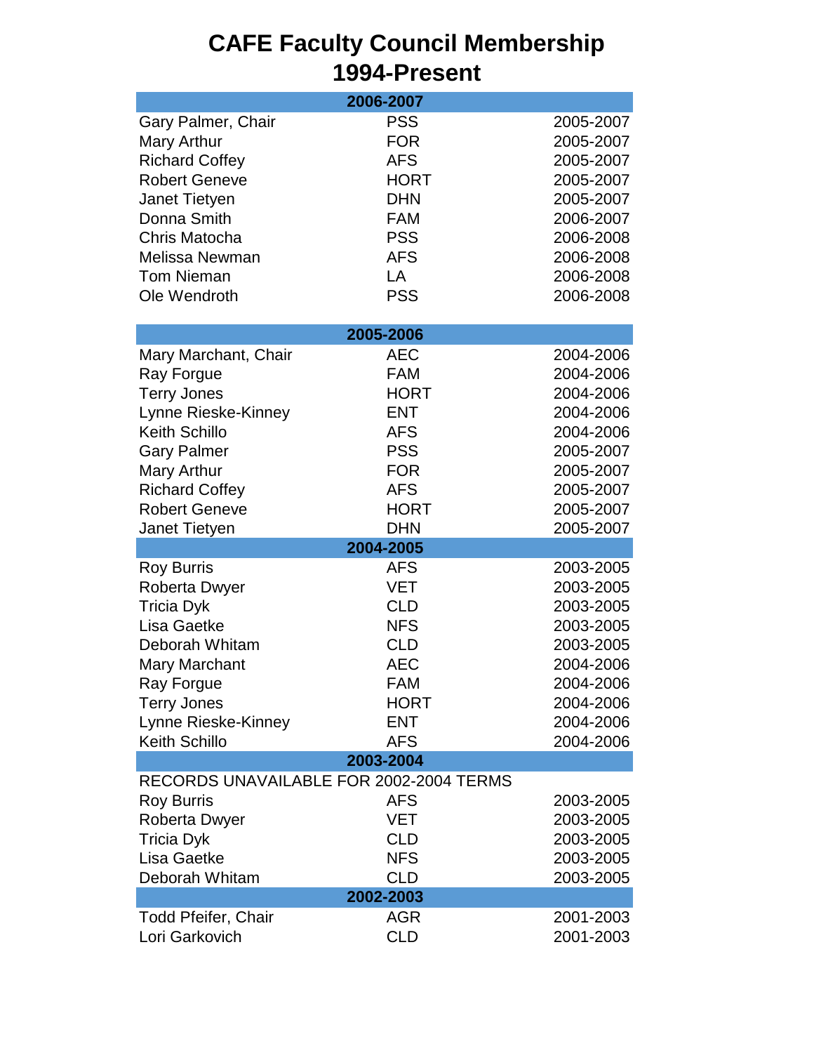# CAFE Faculty Council Membership 1994-Present

| 2006-2007 | | |
|---|---|---|
| Gary Palmer, Chair | PSS | 2005-2007 |
| Mary Arthur | FOR | 2005-2007 |
| Richard Coffey | AFS | 2005-2007 |
| Robert Geneve | HORT | 2005-2007 |
| Janet Tietyen | DHN | 2005-2007 |
| Donna Smith | FAM | 2006-2007 |
| Chris Matocha | PSS | 2006-2008 |
| Melissa Newman | AFS | 2006-2008 |
| Tom Nieman | LA | 2006-2008 |
| Ole Wendroth | PSS | 2006-2008 |

| 2005-2006 | | |
|---|---|---|
| Mary Marchant, Chair | AEC | 2004-2006 |
| Ray Forgue | FAM | 2004-2006 |
| Terry Jones | HORT | 2004-2006 |
| Lynne Rieske-Kinney | ENT | 2004-2006 |
| Keith Schillo | AFS | 2004-2006 |
| Gary Palmer | PSS | 2005-2007 |
| Mary Arthur | FOR | 2005-2007 |
| Richard Coffey | AFS | 2005-2007 |
| Robert Geneve | HORT | 2005-2007 |
| Janet Tietyen | DHN | 2005-2007 |
| **2004-2005** | | |
| Roy Burris | AFS | 2003-2005 |
| Roberta Dwyer | VET | 2003-2005 |
| Tricia Dyk | CLD | 2003-2005 |
| Lisa Gaetke | NFS | 2003-2005 |
| Deborah Whitam | CLD | 2003-2005 |
| Mary Marchant | AEC | 2004-2006 |
| Ray Forgue | FAM | 2004-2006 |
| Terry Jones | HORT | 2004-2006 |
| Lynne Rieske-Kinney | ENT | 2004-2006 |
| Keith Schillo | AFS | 2004-2006 |
| **2003-2004** | | |
| RECORDS UNAVAILABLE FOR 2002-2004 TERMS | | |
| Roy Burris | AFS | 2003-2005 |
| Roberta Dwyer | VET | 2003-2005 |
| Tricia Dyk | CLD | 2003-2005 |
| Lisa Gaetke | NFS | 2003-2005 |
| Deborah Whitam | CLD | 2003-2005 |
| **2002-2003** | | |
| Todd Pfeifer, Chair | AGR | 2001-2003 |
| Lori Garkovich | CLD | 2001-2003 |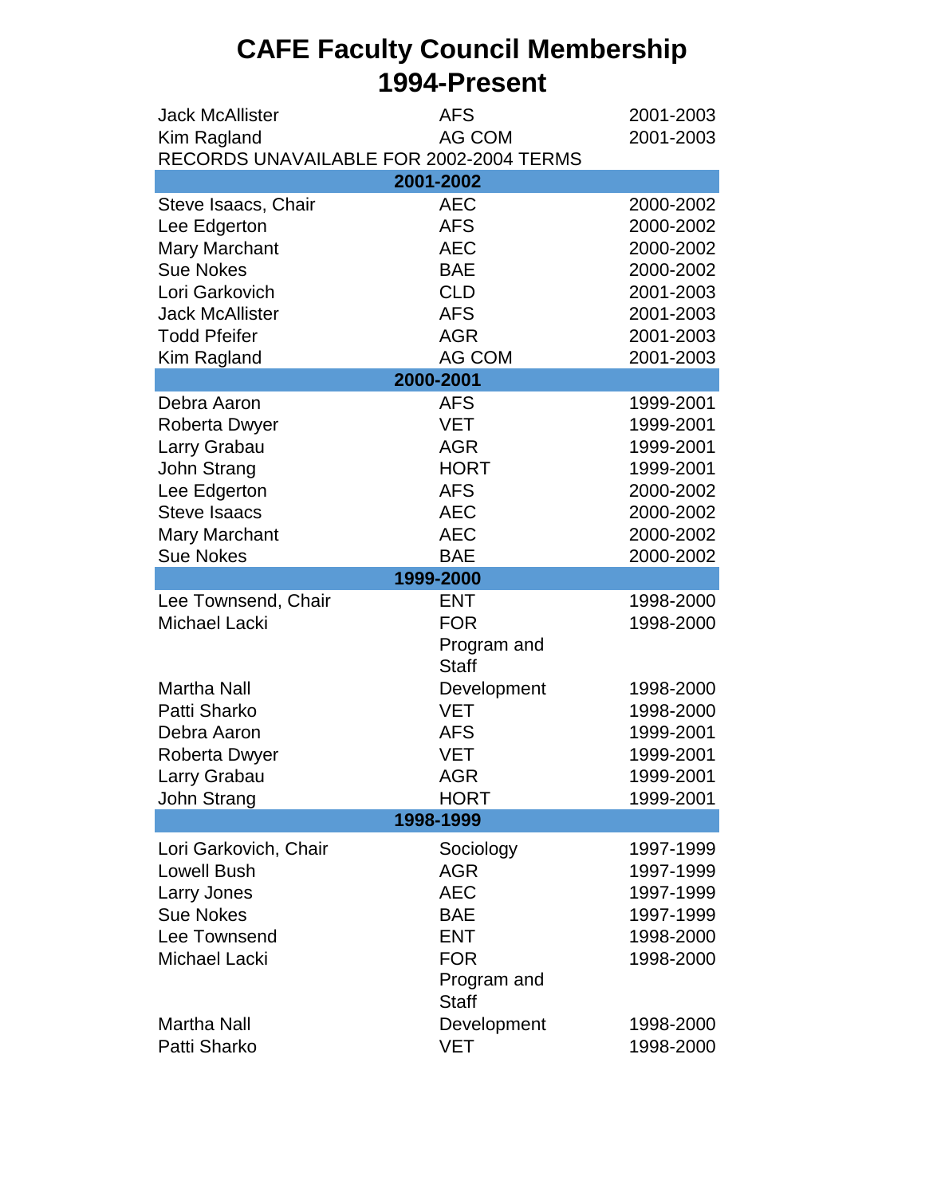# CAFE Faculty Council Membership 1994-Present

| | | |
|---|---|---|
| Jack McAllister | AFS | 2001-2003 |
| Kim Ragland | AG COM | 2001-2003 |
| RECORDS UNAVAILABLE FOR 2002-2004 TERMS | | |
| **2001-2002** | | |
| Steve Isaacs, Chair | AEC | 2000-2002 |
| Lee Edgerton | AFS | 2000-2002 |
| Mary Marchant | AEC | 2000-2002 |
| Sue Nokes | BAE | 2000-2002 |
| Lori Garkovich | CLD | 2001-2003 |
| Jack McAllister | AFS | 2001-2003 |
| Todd Pfeifer | AGR | 2001-2003 |
| Kim Ragland | AG COM | 2001-2003 |
| **2000-2001** | | |
| Debra Aaron | AFS | 1999-2001 |
| Roberta Dwyer | VET | 1999-2001 |
| Larry Grabau | AGR | 1999-2001 |
| John Strang | HORT | 1999-2001 |
| Lee Edgerton | AFS | 2000-2002 |
| Steve Isaacs | AEC | 2000-2002 |
| Mary Marchant | AEC | 2000-2002 |
| Sue Nokes | BAE | 2000-2002 |
| **1999-2000** | | |
| Lee Townsend, Chair | ENT | 1998-2000 |
| Michael Lacki | FOR | 1998-2000 |
| Martha Nall | Program and Staff Development | 1998-2000 |
| Patti Sharko | VET | 1998-2000 |
| Debra Aaron | AFS | 1999-2001 |
| Roberta Dwyer | VET | 1999-2001 |
| Larry Grabau | AGR | 1999-2001 |
| John Strang | HORT | 1999-2001 |
| **1998-1999** | | |
| Lori Garkovich, Chair | Sociology | 1997-1999 |
| Lowell Bush | AGR | 1997-1999 |
| Larry Jones | AEC | 1997-1999 |
| Sue Nokes | BAE | 1997-1999 |
| Lee Townsend | ENT | 1998-2000 |
| Michael Lacki | FOR | 1998-2000 |
| Martha Nall | Program and Staff Development | 1998-2000 |
| Patti Sharko | VET | 1998-2000 |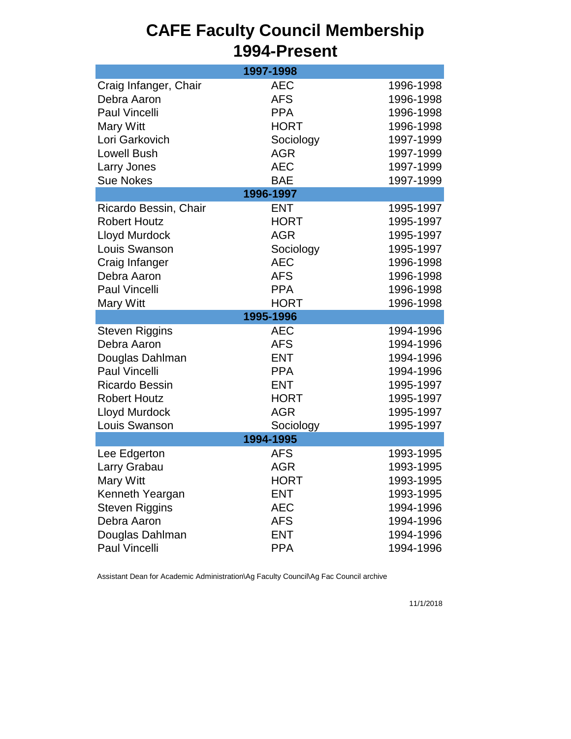# CAFE Faculty Council Membership 1994-Present

| | | |
|---|---|---|
| **1997-1998** | | |
| Craig Infanger, Chair | AEC | 1996-1998 |
| Debra Aaron | AFS | 1996-1998 |
| Paul Vincelli | PPA | 1996-1998 |
| Mary Witt | HORT | 1996-1998 |
| Lori Garkovich | Sociology | 1997-1999 |
| Lowell Bush | AGR | 1997-1999 |
| Larry Jones | AEC | 1997-1999 |
| Sue Nokes | BAE | 1997-1999 |
| **1996-1997** | | |
| Ricardo Bessin, Chair | ENT | 1995-1997 |
| Robert Houtz | HORT | 1995-1997 |
| Lloyd Murdock | AGR | 1995-1997 |
| Louis Swanson | Sociology | 1995-1997 |
| Craig Infanger | AEC | 1996-1998 |
| Debra Aaron | AFS | 1996-1998 |
| Paul Vincelli | PPA | 1996-1998 |
| Mary Witt | HORT | 1996-1998 |
| **1995-1996** | | |
| Steven Riggins | AEC | 1994-1996 |
| Debra Aaron | AFS | 1994-1996 |
| Douglas Dahlman | ENT | 1994-1996 |
| Paul Vincelli | PPA | 1994-1996 |
| Ricardo Bessin | ENT | 1995-1997 |
| Robert Houtz | HORT | 1995-1997 |
| Lloyd Murdock | AGR | 1995-1997 |
| Louis Swanson | Sociology | 1995-1997 |
| **1994-1995** | | |
| Lee Edgerton | AFS | 1993-1995 |
| Larry Grabau | AGR | 1993-1995 |
| Mary Witt | HORT | 1993-1995 |
| Kenneth Yeargan | ENT | 1993-1995 |
| Steven Riggins | AEC | 1994-1996 |
| Debra Aaron | AFS | 1994-1996 |
| Douglas Dahlman | ENT | 1994-1996 |
| Paul Vincelli | PPA | 1994-1996 |

Assistant Dean for Academic Administration\Ag Faculty Council\Ag Fac Council archive

11/1/2018